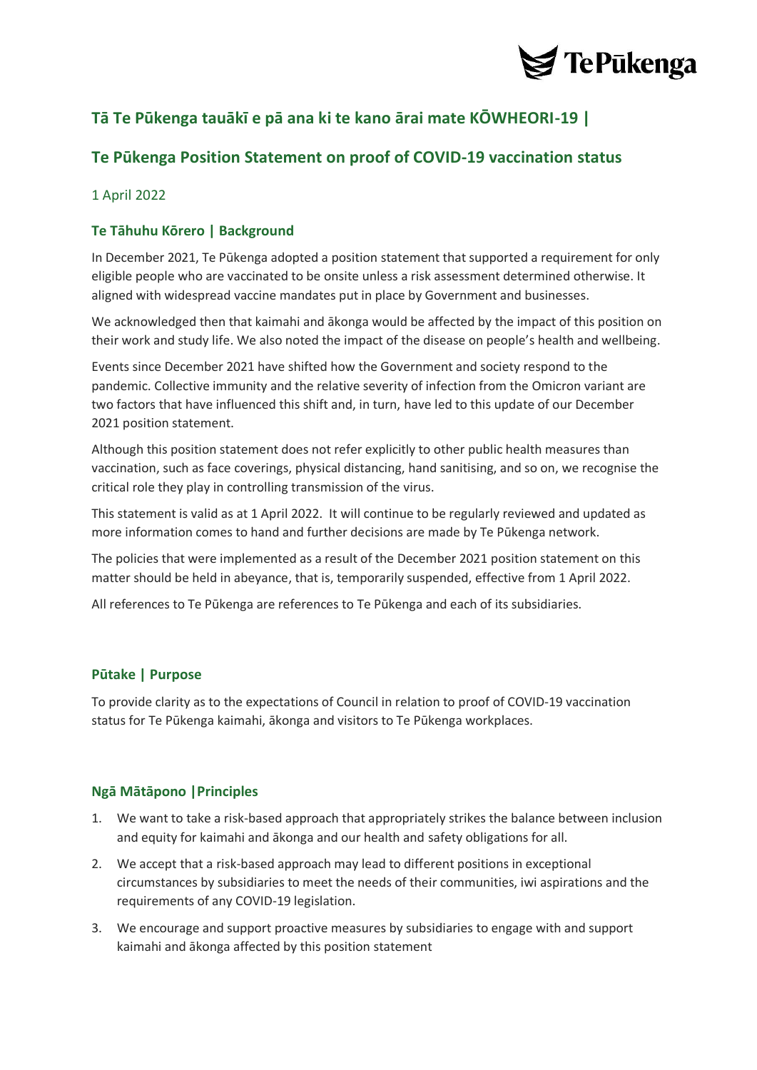# Tā Te Pūkenga tauākī e pā ana ki te kano ārai mate KŌWHEORI-19 |

# Te Pūkenga Position Statement on proof of COVID-19 vaccination status

1 April 2022

## Te Tāhuhu Kōrero | Background

In December 2021, Te Pūkenga adopted a position statement that supported a requirement for only eligible people who are vaccinated to be onsite unless a risk assessment determined otherwise. It aligned with widespread vaccine mandates put in place by Government and businesses.

We acknowledged then that kaimahi and ākonga would be affected by the impact of this position on their work and study life. We also noted the impact of the disease on people's health and wellbeing.

Events since December 2021 have shifted how the Government and society respond to the pandemic. Collective immunity and the relative severity of infection from the Omicron variant are two factors that have influenced this shift and, in turn, have led to this update of our December 2021 position statement.

Although this position statement does not refer explicitly to other public health measures than vaccination, such as face coverings, physical distancing, hand sanitising, and so on, we recognise the critical role they play in controlling transmission of the virus.

This statement is valid as at 1 April 2022. It will continue to be regularly reviewed and updated as more information comes to hand and further decisions are made by Te Pūkenga network.

The policies that were implemented as a result of the December 2021 position statement on this matter should be held in abeyance, that is, temporarily suspended, effective from 1 April 2022.

All references to Te Pūkenga are references to Te Pūkenga and each of its subsidiaries.

## Pūtake | Purpose

To provide clarity as to the expectations of Council in relation to proof of COVID-19 vaccination status for Te Pūkenga kaimahi, ākonga and visitors to Te Pūkenga workplaces.

## Ngā Mātāpono | Principles

1. We want to take a risk-based approach that appropriately strikes the balance between inclusion and equity for kaimahi and ākonga and our health and safety obligations for all.
2. We accept that a risk-based approach may lead to different positions in exceptional circumstances by subsidiaries to meet the needs of their communities, iwi aspirations and the requirements of any COVID-19 legislation.
3. We encourage and support proactive measures by subsidiaries to engage with and support kaimahi and ākonga affected by this position statement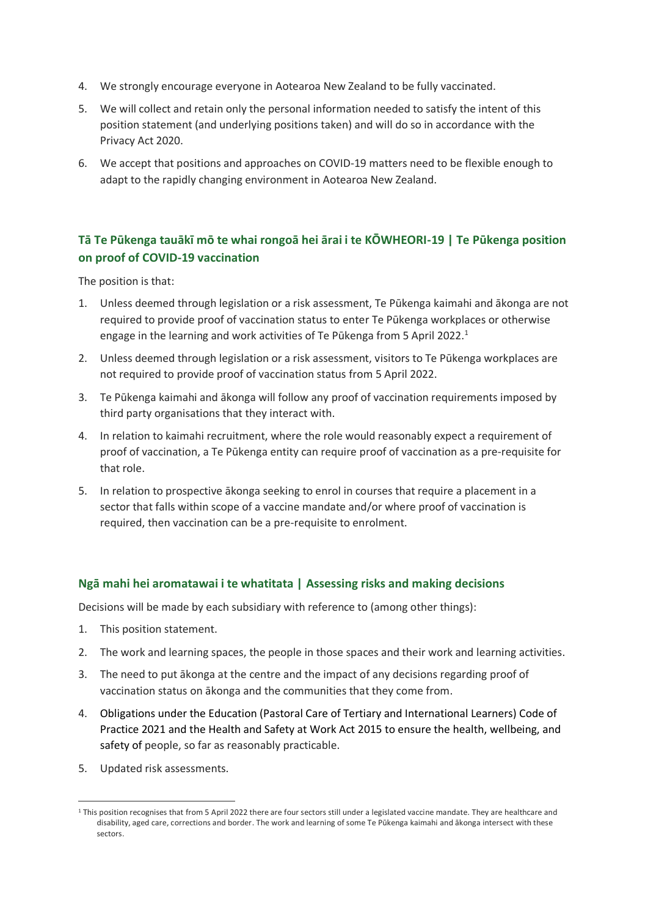4. We strongly encourage everyone in Aotearoa New Zealand to be fully vaccinated.
5. We will collect and retain only the personal information needed to satisfy the intent of this position statement (and underlying positions taken) and will do so in accordance with the Privacy Act 2020.
6. We accept that positions and approaches on COVID-19 matters need to be flexible enough to adapt to the rapidly changing environment in Aotearoa New Zealand.

## Tā Te Pūkenga tauākī mō te whai rongoā hei ārai i te KŌWHEORI-19 | Te Pūkenga position on proof of COVID-19 vaccination

The position is that:

1. Unless deemed through legislation or a risk assessment, Te Pūkenga kaimahi and ākonga are not required to provide proof of vaccination status to enter Te Pūkenga workplaces or otherwise engage in the learning and work activities of Te Pūkenga from 5 April 2022.[1]
2. Unless deemed through legislation or a risk assessment, visitors to Te Pūkenga workplaces are not required to provide proof of vaccination status from 5 April 2022.
3. Te Pūkenga kaimahi and ākonga will follow any proof of vaccination requirements imposed by third party organisations that they interact with.
4. In relation to kaimahi recruitment, where the role would reasonably expect a requirement of proof of vaccination, a Te Pūkenga entity can require proof of vaccination as a pre-requisite for that role.
5. In relation to prospective ākonga seeking to enrol in courses that require a placement in a sector that falls within scope of a vaccine mandate and/or where proof of vaccination is required, then vaccination can be a pre-requisite to enrolment.

## Ngā mahi hei aromatawai i te whatitata | Assessing risks and making decisions

Decisions will be made by each subsidiary with reference to (among other things):

1. This position statement.
2. The work and learning spaces, the people in those spaces and their work and learning activities.
3. The need to put ākonga at the centre and the impact of any decisions regarding proof of vaccination status on ākonga and the communities that they come from.
4. Obligations under the Education (Pastoral Care of Tertiary and International Learners) Code of Practice 2021 and the Health and Safety at Work Act 2015 to ensure the health, wellbeing, and safety of people, so far as reasonably practicable.
5. Updated risk assessments.

[1] This position recognises that from 5 April 2022 there are four sectors still under a legislated vaccine mandate. They are healthcare and disability, aged care, corrections and border. The work and learning of some Te Pūkenga kaimahi and ākonga intersect with these sectors.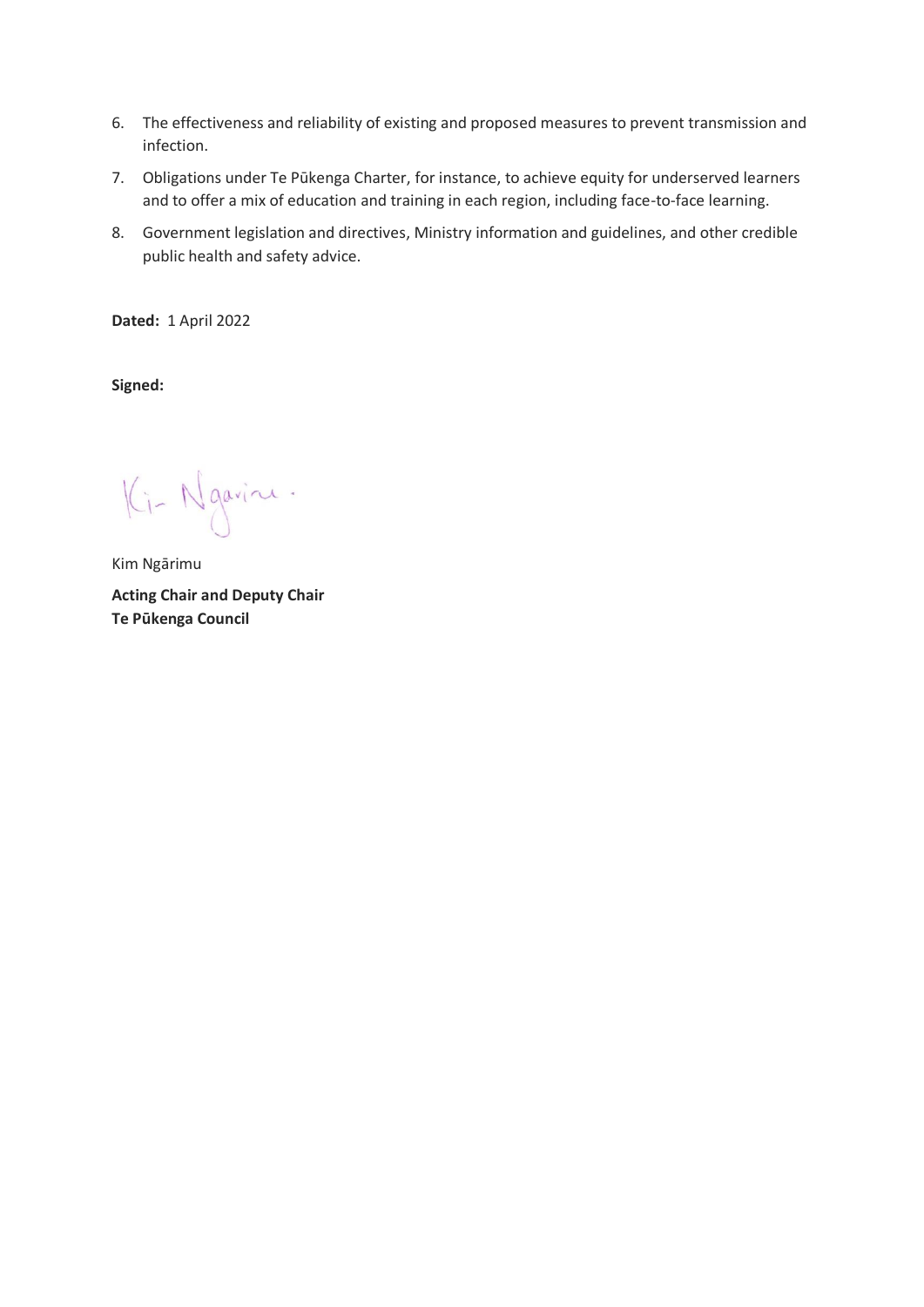6. The effectiveness and reliability of existing and proposed measures to prevent transmission and infection.
7. Obligations under Te Pūkenga Charter, for instance, to achieve equity for underserved learners and to offer a mix of education and training in each region, including face-to-face learning.
8. Government legislation and directives, Ministry information and guidelines, and other credible public health and safety advice.

**Dated:** 1 April 2022

**Signed:**

Kim Ngārimu

**Acting Chair and Deputy Chair**
**Te Pūkenga Council**